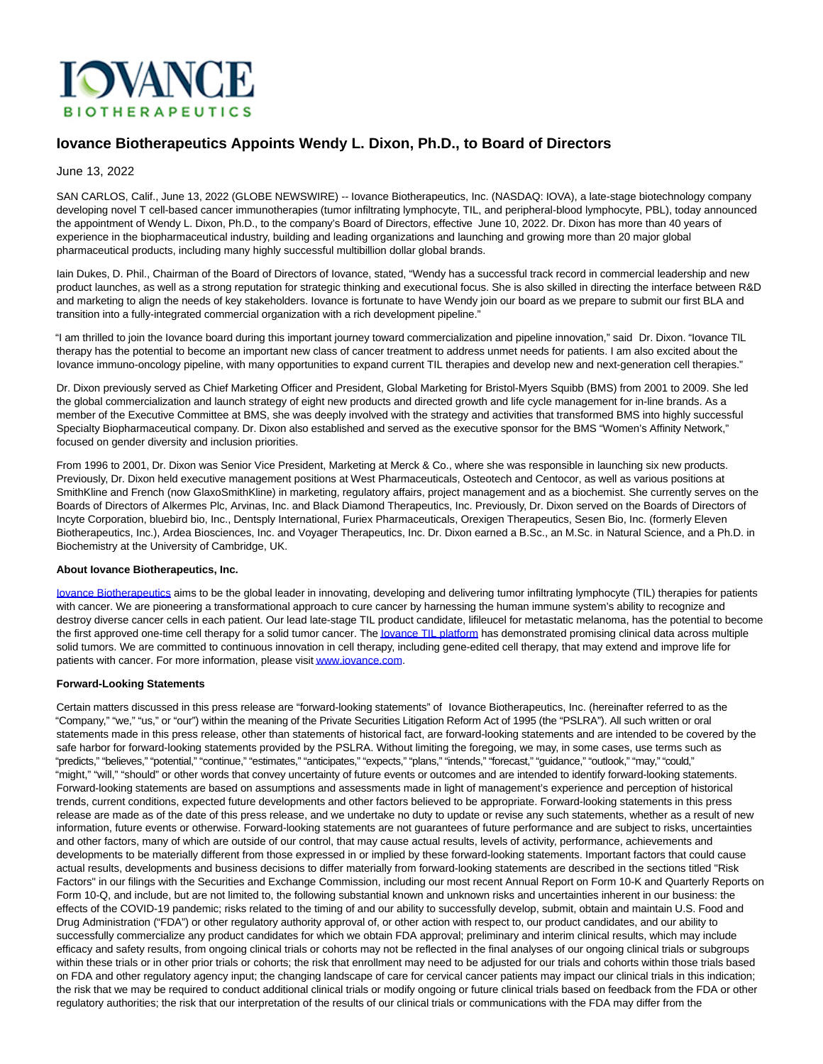# Iovance Biotherapeutics Appoints Wendy L. Dixon, Ph.D., to Board of Directors

June 13, 2022

SAN CARLOS, Calif., June 13, 2022 (GLOBE NEWSWIRE) -- Iovance Biotherapeutics, Inc. (NASDAQ: IOVA), a late-stage biotechnology company developing novel T cell-based cancer immunotherapies (tumor infiltrating lymphocyte, TIL, and peripheral-blood lymphocyte, PBL), today announced the appointment of Wendy L. Dixon, Ph.D., to the company's Board of Directors, effective June 10, 2022. Dr. Dixon has more than 40 years of experience in the biopharmaceutical industry, building and leading organizations and launching and growing more than 20 major global pharmaceutical products, including many highly successful multibillion dollar global brands.

Iain Dukes, D. Phil., Chairman of the Board of Directors of Iovance, stated, "Wendy has a successful track record in commercial leadership and new product launches, as well as a strong reputation for strategic thinking and executional focus. She is also skilled in directing the interface between R&D and marketing to align the needs of key stakeholders. Iovance is fortunate to have Wendy join our board as we prepare to submit our first BLA and transition into a fully-integrated commercial organization with a rich development pipeline."

"I am thrilled to join the Iovance board during this important journey toward commercialization and pipeline innovation," said Dr. Dixon. "Iovance TIL therapy has the potential to become an important new class of cancer treatment to address unmet needs for patients. I am also excited about the Iovance immuno-oncology pipeline, with many opportunities to expand current TIL therapies and develop new and next-generation cell therapies."

Dr. Dixon previously served as Chief Marketing Officer and President, Global Marketing for Bristol-Myers Squibb (BMS) from 2001 to 2009. She led the global commercialization and launch strategy of eight new products and directed growth and life cycle management for in-line brands. As a member of the Executive Committee at BMS, she was deeply involved with the strategy and activities that transformed BMS into highly successful Specialty Biopharmaceutical company. Dr. Dixon also established and served as the executive sponsor for the BMS "Women's Affinity Network," focused on gender diversity and inclusion priorities.

From 1996 to 2001, Dr. Dixon was Senior Vice President, Marketing at Merck & Co., where she was responsible in launching six new products. Previously, Dr. Dixon held executive management positions at West Pharmaceuticals, Osteotech and Centocor, as well as various positions at SmithKline and French (now GlaxoSmithKline) in marketing, regulatory affairs, project management and as a biochemist. She currently serves on the Boards of Directors of Alkermes Plc, Arvinas, Inc. and Black Diamond Therapeutics, Inc. Previously, Dr. Dixon served on the Boards of Directors of Incyte Corporation, bluebird bio, Inc., Dentsply International, Furiex Pharmaceuticals, Orexigen Therapeutics, Sesen Bio, Inc. (formerly Eleven Biotherapeutics, Inc.), Ardea Biosciences, Inc. and Voyager Therapeutics, Inc. Dr. Dixon earned a B.Sc., an M.Sc. in Natural Science, and a Ph.D. in Biochemistry at the University of Cambridge, UK.

**About Iovance Biotherapeutics, Inc.**

Iovance Biotherapeutics aims to be the global leader in innovating, developing and delivering tumor infiltrating lymphocyte (TIL) therapies for patients with cancer. We are pioneering a transformational approach to cure cancer by harnessing the human immune system's ability to recognize and destroy diverse cancer cells in each patient. Our lead late-stage TIL product candidate, lifileucel for metastatic melanoma, has the potential to become the first approved one-time cell therapy for a solid tumor cancer. The Iovance TIL platform has demonstrated promising clinical data across multiple solid tumors. We are committed to continuous innovation in cell therapy, including gene-edited cell therapy, that may extend and improve life for patients with cancer. For more information, please visit www.iovance.com.

**Forward-Looking Statements**

Certain matters discussed in this press release are "forward-looking statements" of Iovance Biotherapeutics, Inc. (hereinafter referred to as the "Company," "we," "us," or "our") within the meaning of the Private Securities Litigation Reform Act of 1995 (the "PSLRA"). All such written or oral statements made in this press release, other than statements of historical fact, are forward-looking statements and are intended to be covered by the safe harbor for forward-looking statements provided by the PSLRA. Without limiting the foregoing, we may, in some cases, use terms such as "predicts," "believes," "potential," "continue," "estimates," "anticipates," "expects," "plans," "intends," "forecast," "guidance," "outlook," "may," "could," "might," "will," "should" or other words that convey uncertainty of future events or outcomes and are intended to identify forward-looking statements. Forward-looking statements are based on assumptions and assessments made in light of management's experience and perception of historical trends, current conditions, expected future developments and other factors believed to be appropriate. Forward-looking statements in this press release are made as of the date of this press release, and we undertake no duty to update or revise any such statements, whether as a result of new information, future events or otherwise. Forward-looking statements are not guarantees of future performance and are subject to risks, uncertainties and other factors, many of which are outside of our control, that may cause actual results, levels of activity, performance, achievements and developments to be materially different from those expressed in or implied by these forward-looking statements. Important factors that could cause actual results, developments and business decisions to differ materially from forward-looking statements are described in the sections titled "Risk Factors" in our filings with the Securities and Exchange Commission, including our most recent Annual Report on Form 10-K and Quarterly Reports on Form 10-Q, and include, but are not limited to, the following substantial known and unknown risks and uncertainties inherent in our business: the effects of the COVID-19 pandemic; risks related to the timing of and our ability to successfully develop, submit, obtain and maintain U.S. Food and Drug Administration ("FDA") or other regulatory authority approval of, or other action with respect to, our product candidates, and our ability to successfully commercialize any product candidates for which we obtain FDA approval; preliminary and interim clinical results, which may include efficacy and safety results, from ongoing clinical trials or cohorts may not be reflected in the final analyses of our ongoing clinical trials or subgroups within these trials or in other prior trials or cohorts; the risk that enrollment may need to be adjusted for our trials and cohorts within those trials based on FDA and other regulatory agency input; the changing landscape of care for cervical cancer patients may impact our clinical trials in this indication; the risk that we may be required to conduct additional clinical trials or modify ongoing or future clinical trials based on feedback from the FDA or other regulatory authorities; the risk that our interpretation of the results of our clinical trials or communications with the FDA may differ from the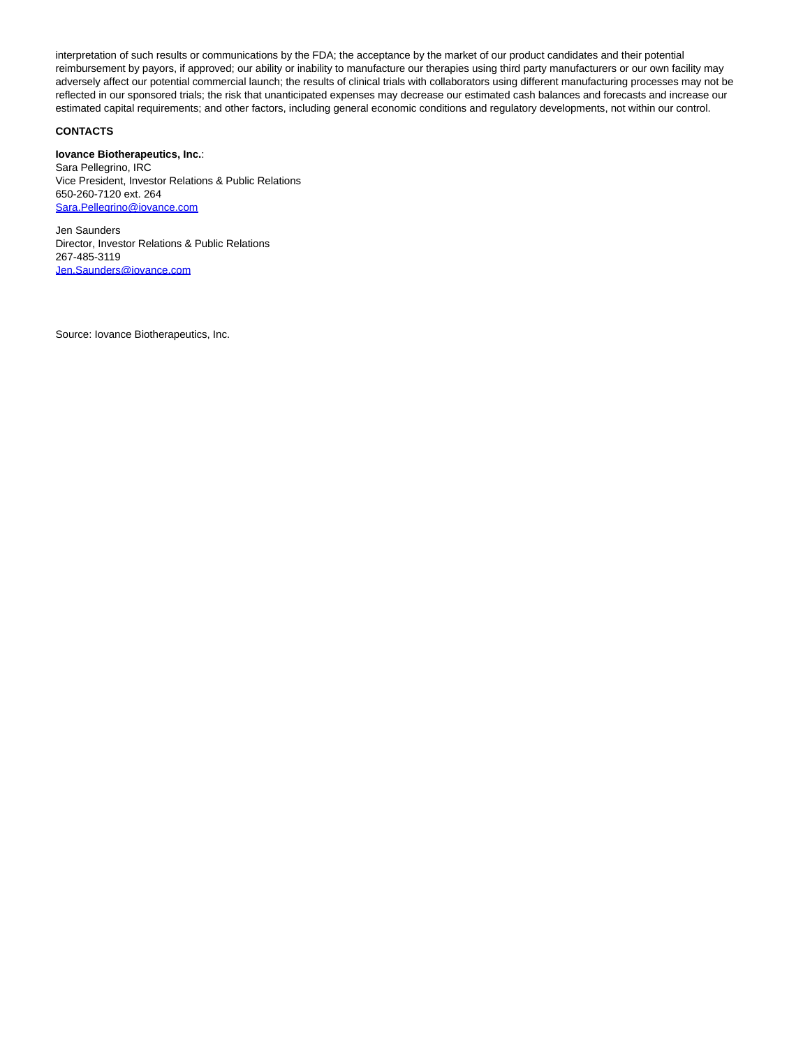interpretation of such results or communications by the FDA; the acceptance by the market of our product candidates and their potential reimbursement by payors, if approved; our ability or inability to manufacture our therapies using third party manufacturers or our own facility may adversely affect our potential commercial launch; the results of clinical trials with collaborators using different manufacturing processes may not be reflected in our sponsored trials; the risk that unanticipated expenses may decrease our estimated cash balances and forecasts and increase our estimated capital requirements; and other factors, including general economic conditions and regulatory developments, not within our control.

**CONTACTS**

**Iovance Biotherapeutics, Inc.**:
Sara Pellegrino, IRC
Vice President, Investor Relations & Public Relations
650-260-7120 ext. 264
Sara.Pellegrino@iovance.com

Jen Saunders
Director, Investor Relations & Public Relations
267-485-3119
Jen.Saunders@iovance.com

Source: Iovance Biotherapeutics, Inc.